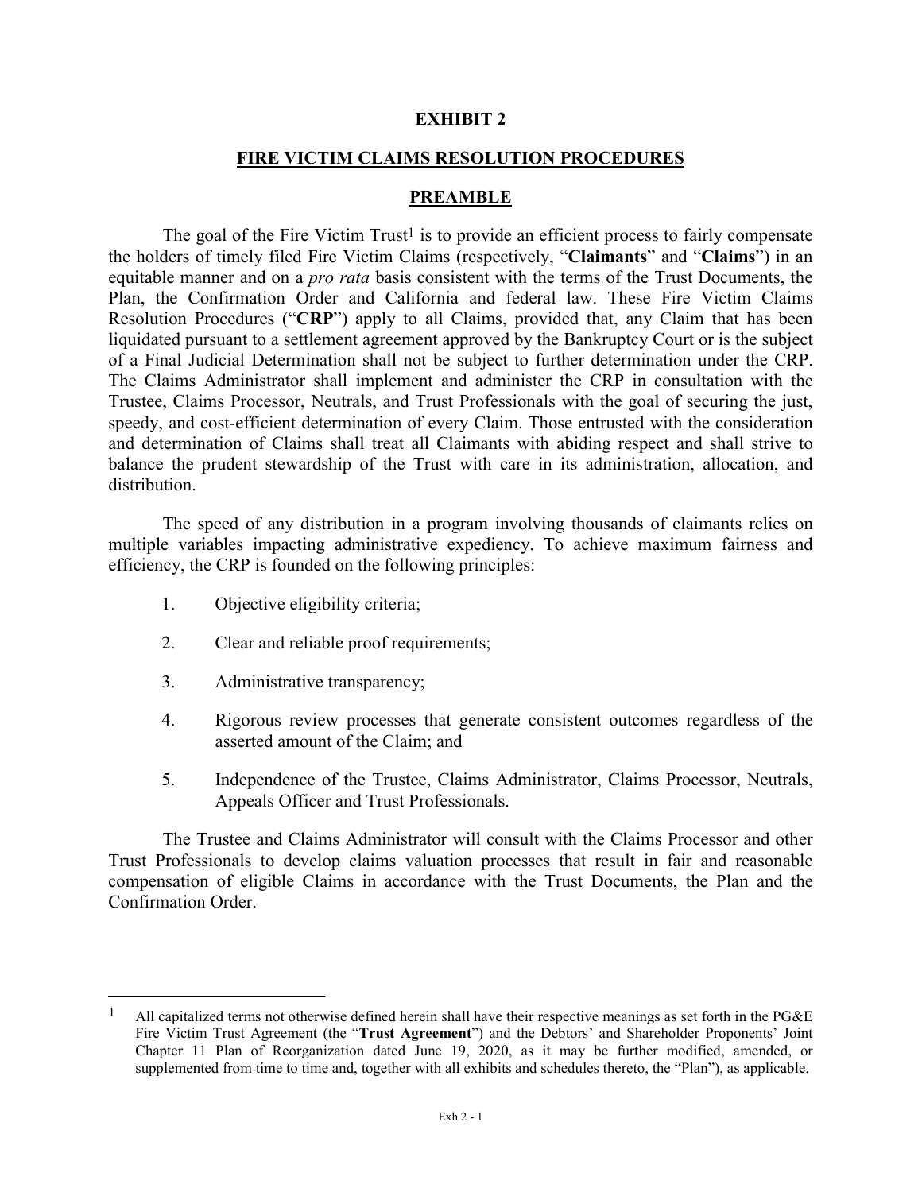**EXHIBIT 2**

**FIRE VICTIM CLAIMS RESOLUTION PROCEDURES**

**PREAMBLE**

The goal of the Fire Victim Trust[1] is to provide an efficient process to fairly compensate the holders of timely filed Fire Victim Claims (respectively, "**Claimants**" and "**Claims**") in an equitable manner and on a *pro rata* basis consistent with the terms of the Trust Documents, the Plan, the Confirmation Order and California and federal law. These Fire Victim Claims Resolution Procedures ("**CRP**") apply to all Claims, provided that, any Claim that has been liquidated pursuant to a settlement agreement approved by the Bankruptcy Court or is the subject of a Final Judicial Determination shall not be subject to further determination under the CRP. The Claims Administrator shall implement and administer the CRP in consultation with the Trustee, Claims Processor, Neutrals, and Trust Professionals with the goal of securing the just, speedy, and cost-efficient determination of every Claim. Those entrusted with the consideration and determination of Claims shall treat all Claimants with abiding respect and shall strive to balance the prudent stewardship of the Trust with care in its administration, allocation, and distribution.

The speed of any distribution in a program involving thousands of claimants relies on multiple variables impacting administrative expediency. To achieve maximum fairness and efficiency, the CRP is founded on the following principles:

1. Objective eligibility criteria;
2. Clear and reliable proof requirements;
3. Administrative transparency;
4. Rigorous review processes that generate consistent outcomes regardless of the asserted amount of the Claim; and
5. Independence of the Trustee, Claims Administrator, Claims Processor, Neutrals, Appeals Officer and Trust Professionals.

The Trustee and Claims Administrator will consult with the Claims Processor and other Trust Professionals to develop claims valuation processes that result in fair and reasonable compensation of eligible Claims in accordance with the Trust Documents, the Plan and the Confirmation Order.

---

[1] All capitalized terms not otherwise defined herein shall have their respective meanings as set forth in the PG&E Fire Victim Trust Agreement (the "**Trust Agreement**") and the Debtors' and Shareholder Proponents' Joint Chapter 11 Plan of Reorganization dated June 19, 2020, as it may be further modified, amended, or supplemented from time to time and, together with all exhibits and schedules thereto, the "Plan"), as applicable.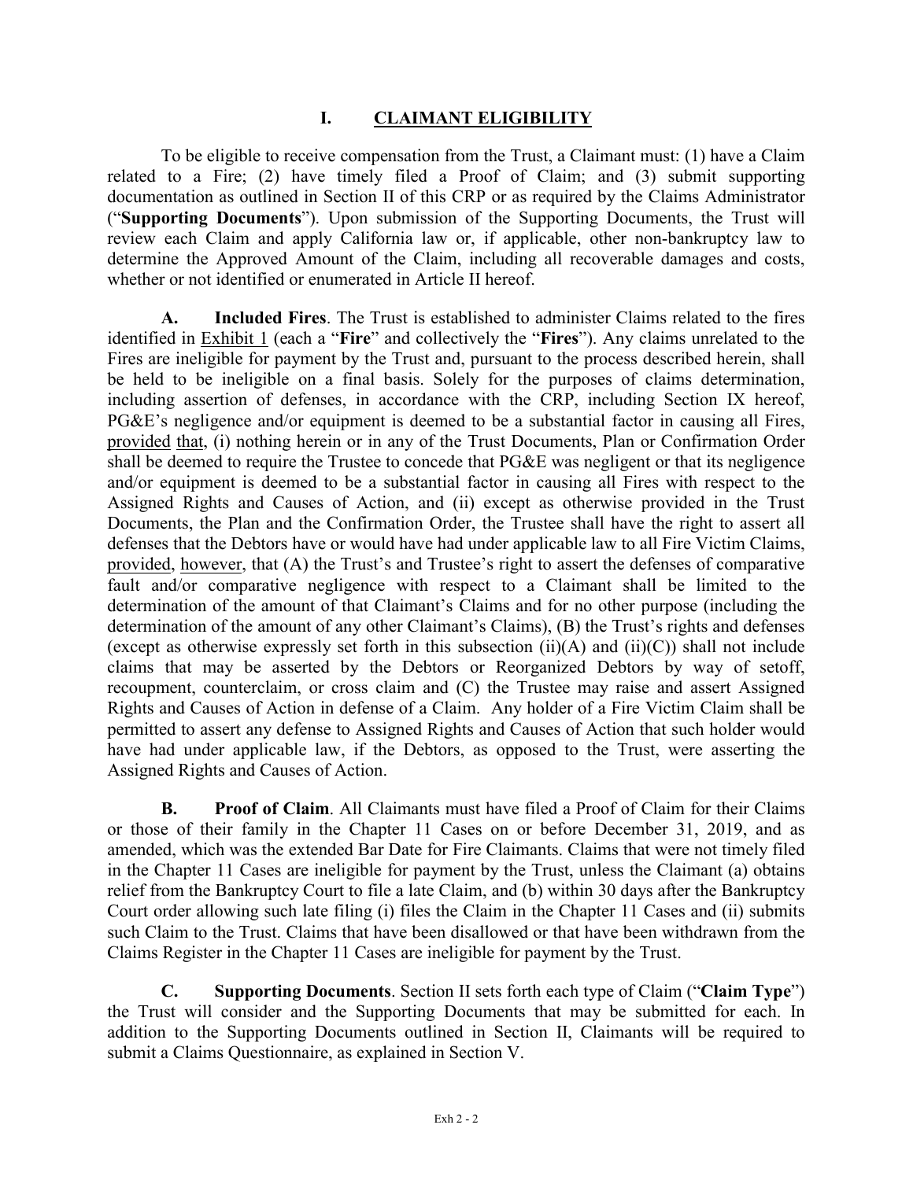# I. CLAIMANT ELIGIBILITY

To be eligible to receive compensation from the Trust, a Claimant must: (1) have a Claim related to a Fire; (2) have timely filed a Proof of Claim; and (3) submit supporting documentation as outlined in Section II of this CRP or as required by the Claims Administrator ("**Supporting Documents**"). Upon submission of the Supporting Documents, the Trust will review each Claim and apply California law or, if applicable, other non-bankruptcy law to determine the Approved Amount of the Claim, including all recoverable damages and costs, whether or not identified or enumerated in Article II hereof.

**A. Included Fires**. The Trust is established to administer Claims related to the fires identified in Exhibit 1 (each a "**Fire**" and collectively the "**Fires**"). Any claims unrelated to the Fires are ineligible for payment by the Trust and, pursuant to the process described herein, shall be held to be ineligible on a final basis. Solely for the purposes of claims determination, including assertion of defenses, in accordance with the CRP, including Section IX hereof, PG&E's negligence and/or equipment is deemed to be a substantial factor in causing all Fires, provided that, (i) nothing herein or in any of the Trust Documents, Plan or Confirmation Order shall be deemed to require the Trustee to concede that PG&E was negligent or that its negligence and/or equipment is deemed to be a substantial factor in causing all Fires with respect to the Assigned Rights and Causes of Action, and (ii) except as otherwise provided in the Trust Documents, the Plan and the Confirmation Order, the Trustee shall have the right to assert all defenses that the Debtors have or would have had under applicable law to all Fire Victim Claims, provided, however, that (A) the Trust's and Trustee's right to assert the defenses of comparative fault and/or comparative negligence with respect to a Claimant shall be limited to the determination of the amount of that Claimant's Claims and for no other purpose (including the determination of the amount of any other Claimant's Claims), (B) the Trust's rights and defenses (except as otherwise expressly set forth in this subsection (ii)(A) and (ii)(C)) shall not include claims that may be asserted by the Debtors or Reorganized Debtors by way of setoff, recoupment, counterclaim, or cross claim and (C) the Trustee may raise and assert Assigned Rights and Causes of Action in defense of a Claim. Any holder of a Fire Victim Claim shall be permitted to assert any defense to Assigned Rights and Causes of Action that such holder would have had under applicable law, if the Debtors, as opposed to the Trust, were asserting the Assigned Rights and Causes of Action.

**B. Proof of Claim**. All Claimants must have filed a Proof of Claim for their Claims or those of their family in the Chapter 11 Cases on or before December 31, 2019, and as amended, which was the extended Bar Date for Fire Claimants. Claims that were not timely filed in the Chapter 11 Cases are ineligible for payment by the Trust, unless the Claimant (a) obtains relief from the Bankruptcy Court to file a late Claim, and (b) within 30 days after the Bankruptcy Court order allowing such late filing (i) files the Claim in the Chapter 11 Cases and (ii) submits such Claim to the Trust. Claims that have been disallowed or that have been withdrawn from the Claims Register in the Chapter 11 Cases are ineligible for payment by the Trust.

**C. Supporting Documents**. Section II sets forth each type of Claim ("**Claim Type**") the Trust will consider and the Supporting Documents that may be submitted for each. In addition to the Supporting Documents outlined in Section II, Claimants will be required to submit a Claims Questionnaire, as explained in Section V.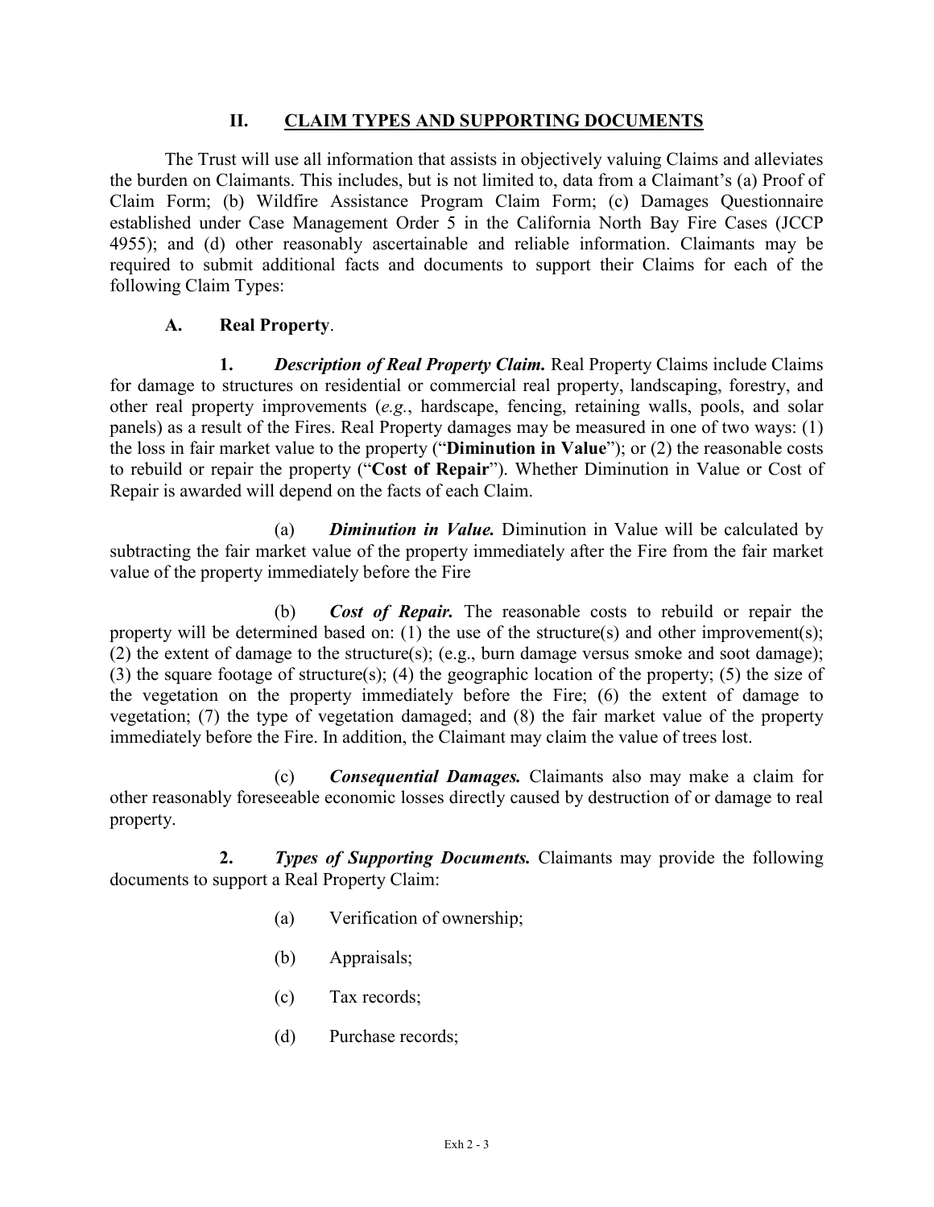## II. CLAIM TYPES AND SUPPORTING DOCUMENTS

The Trust will use all information that assists in objectively valuing Claims and alleviates the burden on Claimants. This includes, but is not limited to, data from a Claimant's (a) Proof of Claim Form; (b) Wildfire Assistance Program Claim Form; (c) Damages Questionnaire established under Case Management Order 5 in the California North Bay Fire Cases (JCCP 4955); and (d) other reasonably ascertainable and reliable information. Claimants may be required to submit additional facts and documents to support their Claims for each of the following Claim Types:

### A. Real Property.

**1.** ***Description of Real Property Claim.*** Real Property Claims include Claims for damage to structures on residential or commercial real property, landscaping, forestry, and other real property improvements (*e.g.*, hardscape, fencing, retaining walls, pools, and solar panels) as a result of the Fires. Real Property damages may be measured in one of two ways: (1) the loss in fair market value to the property ("**Diminution in Value**"); or (2) the reasonable costs to rebuild or repair the property ("**Cost of Repair**"). Whether Diminution in Value or Cost of Repair is awarded will depend on the facts of each Claim.

(a) ***Diminution in Value.*** Diminution in Value will be calculated by subtracting the fair market value of the property immediately after the Fire from the fair market value of the property immediately before the Fire

(b) ***Cost of Repair.*** The reasonable costs to rebuild or repair the property will be determined based on: (1) the use of the structure(s) and other improvement(s); (2) the extent of damage to the structure(s); (e.g., burn damage versus smoke and soot damage); (3) the square footage of structure(s); (4) the geographic location of the property; (5) the size of the vegetation on the property immediately before the Fire; (6) the extent of damage to vegetation; (7) the type of vegetation damaged; and (8) the fair market value of the property immediately before the Fire. In addition, the Claimant may claim the value of trees lost.

(c) ***Consequential Damages.*** Claimants also may make a claim for other reasonably foreseeable economic losses directly caused by destruction of or damage to real property.

**2.** ***Types of Supporting Documents.*** Claimants may provide the following documents to support a Real Property Claim:

(a) Verification of ownership;

(b) Appraisals;

(c) Tax records;

(d) Purchase records;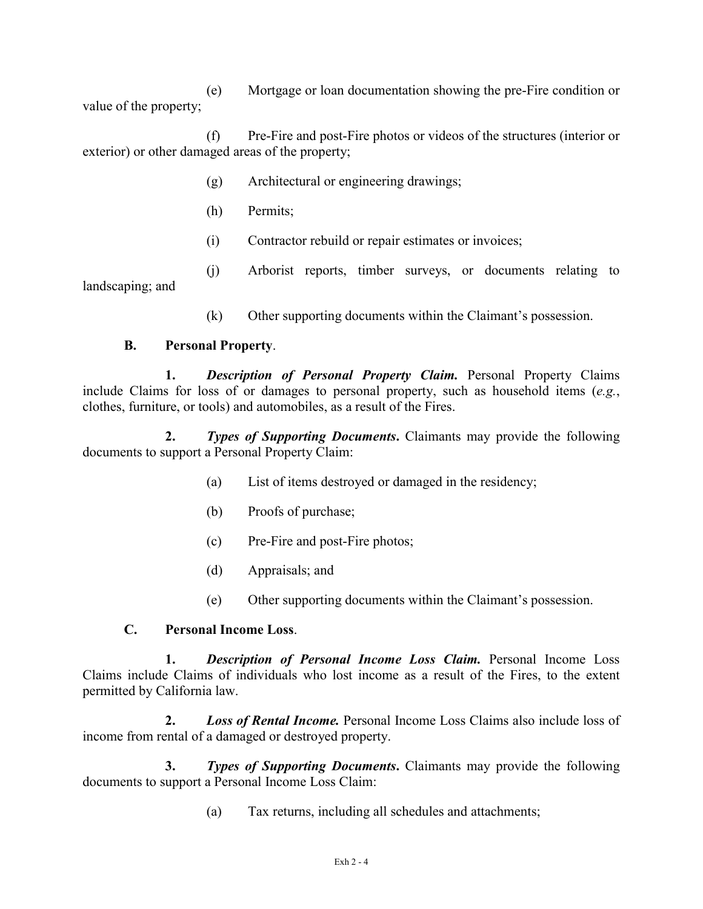(e) Mortgage or loan documentation showing the pre-Fire condition or value of the property;

(f) Pre-Fire and post-Fire photos or videos of the structures (interior or exterior) or other damaged areas of the property;

(g) Architectural or engineering drawings;

(h) Permits;

(i) Contractor rebuild or repair estimates or invoices;

(j) Arborist reports, timber surveys, or documents relating to landscaping; and

(k) Other supporting documents within the Claimant's possession.

**B. Personal Property**.

**1. *Description of Personal Property Claim.*** Personal Property Claims include Claims for loss of or damages to personal property, such as household items (*e.g.*, clothes, furniture, or tools) and automobiles, as a result of the Fires.

**2. *Types of Supporting Documents*.** Claimants may provide the following documents to support a Personal Property Claim:

(a) List of items destroyed or damaged in the residency;

(b) Proofs of purchase;

(c) Pre-Fire and post-Fire photos;

(d) Appraisals; and

(e) Other supporting documents within the Claimant's possession.

**C. Personal Income Loss**.

**1. *Description of Personal Income Loss Claim.*** Personal Income Loss Claims include Claims of individuals who lost income as a result of the Fires, to the extent permitted by California law.

**2. *Loss of Rental Income.*** Personal Income Loss Claims also include loss of income from rental of a damaged or destroyed property.

**3. *Types of Supporting Documents*.** Claimants may provide the following documents to support a Personal Income Loss Claim:

(a) Tax returns, including all schedules and attachments;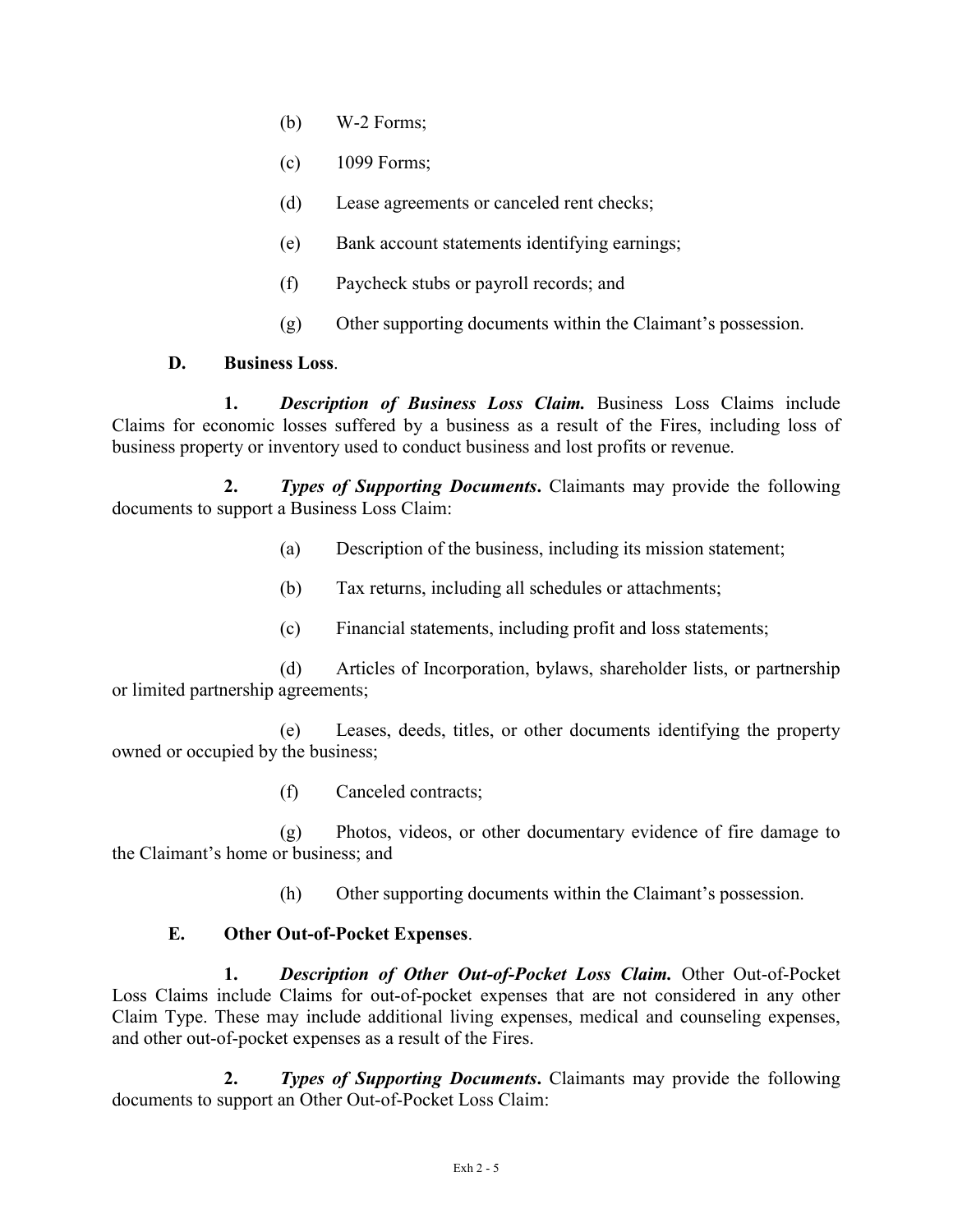(b) W-2 Forms;

(c) 1099 Forms;

(d) Lease agreements or canceled rent checks;

(e) Bank account statements identifying earnings;

(f) Paycheck stubs or payroll records; and

(g) Other supporting documents within the Claimant's possession.

**D. Business Loss**.

**1.** ***Description of Business Loss Claim.*** Business Loss Claims include Claims for economic losses suffered by a business as a result of the Fires, including loss of business property or inventory used to conduct business and lost profits or revenue.

**2.** ***Types of Supporting Documents*.** Claimants may provide the following documents to support a Business Loss Claim:

(a) Description of the business, including its mission statement;

(b) Tax returns, including all schedules or attachments;

(c) Financial statements, including profit and loss statements;

(d) Articles of Incorporation, bylaws, shareholder lists, or partnership or limited partnership agreements;

(e) Leases, deeds, titles, or other documents identifying the property owned or occupied by the business;

(f) Canceled contracts;

(g) Photos, videos, or other documentary evidence of fire damage to the Claimant's home or business; and

(h) Other supporting documents within the Claimant's possession.

**E. Other Out-of-Pocket Expenses**.

**1.** ***Description of Other Out-of-Pocket Loss Claim.*** Other Out-of-Pocket Loss Claims include Claims for out-of-pocket expenses that are not considered in any other Claim Type. These may include additional living expenses, medical and counseling expenses, and other out-of-pocket expenses as a result of the Fires.

**2.** ***Types of Supporting Documents*.** Claimants may provide the following documents to support an Other Out-of-Pocket Loss Claim: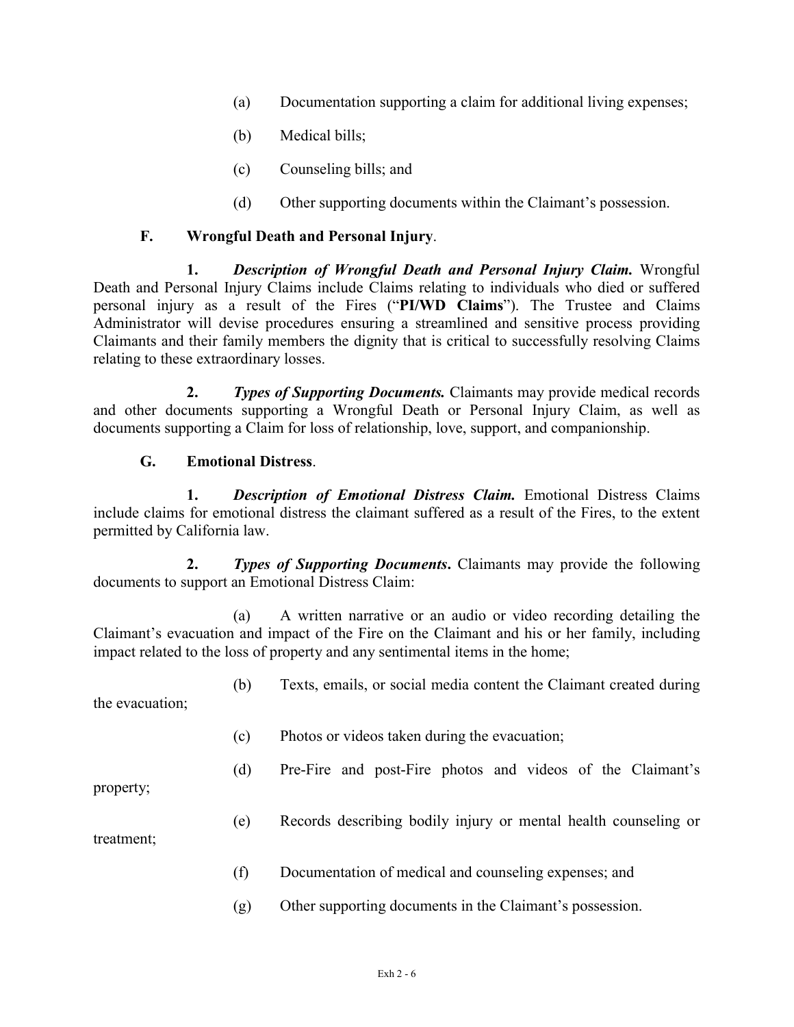(a) Documentation supporting a claim for additional living expenses;

(b) Medical bills;

(c) Counseling bills; and

(d) Other supporting documents within the Claimant's possession.

### F. Wrongful Death and Personal Injury.

**1.** ***Description of Wrongful Death and Personal Injury Claim.*** Wrongful Death and Personal Injury Claims include Claims relating to individuals who died or suffered personal injury as a result of the Fires ("**PI/WD Claims**"). The Trustee and Claims Administrator will devise procedures ensuring a streamlined and sensitive process providing Claimants and their family members the dignity that is critical to successfully resolving Claims relating to these extraordinary losses.

**2.** ***Types of Supporting Documents.*** Claimants may provide medical records and other documents supporting a Wrongful Death or Personal Injury Claim, as well as documents supporting a Claim for loss of relationship, love, support, and companionship.

### G. Emotional Distress.

**1.** ***Description of Emotional Distress Claim.*** Emotional Distress Claims include claims for emotional distress the claimant suffered as a result of the Fires, to the extent permitted by California law.

**2.** ***Types of Supporting Documents*****.** Claimants may provide the following documents to support an Emotional Distress Claim:

(a) A written narrative or an audio or video recording detailing the Claimant's evacuation and impact of the Fire on the Claimant and his or her family, including impact related to the loss of property and any sentimental items in the home;

(b) Texts, emails, or social media content the Claimant created during the evacuation;

(c) Photos or videos taken during the evacuation;

(d) Pre-Fire and post-Fire photos and videos of the Claimant's property;

(e) Records describing bodily injury or mental health counseling or treatment;

(f) Documentation of medical and counseling expenses; and

(g) Other supporting documents in the Claimant's possession.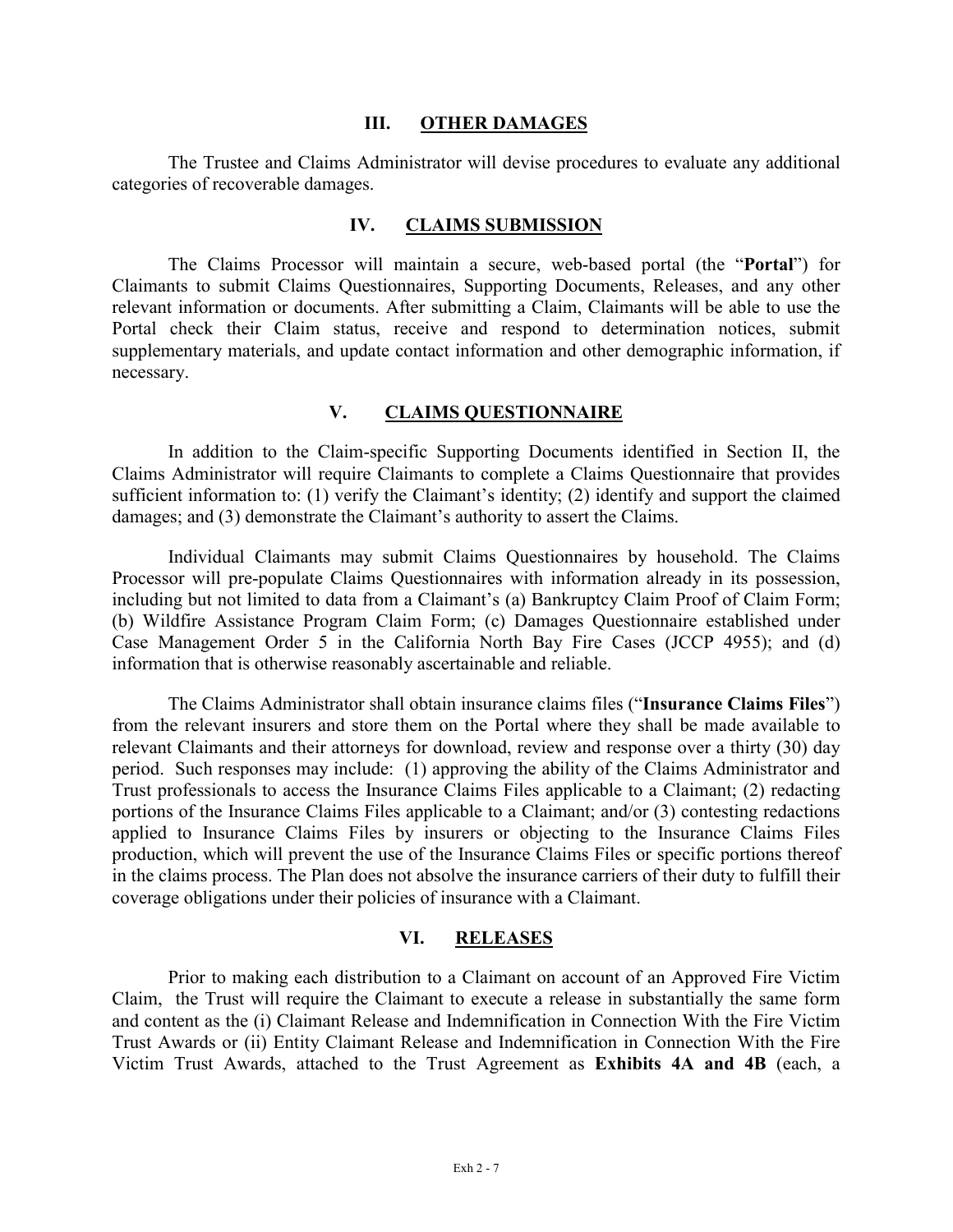## III. OTHER DAMAGES

The Trustee and Claims Administrator will devise procedures to evaluate any additional categories of recoverable damages.

## IV. CLAIMS SUBMISSION

The Claims Processor will maintain a secure, web-based portal (the "**Portal**") for Claimants to submit Claims Questionnaires, Supporting Documents, Releases, and any other relevant information or documents. After submitting a Claim, Claimants will be able to use the Portal check their Claim status, receive and respond to determination notices, submit supplementary materials, and update contact information and other demographic information, if necessary.

## V. CLAIMS QUESTIONNAIRE

In addition to the Claim-specific Supporting Documents identified in Section II, the Claims Administrator will require Claimants to complete a Claims Questionnaire that provides sufficient information to: (1) verify the Claimant's identity; (2) identify and support the claimed damages; and (3) demonstrate the Claimant's authority to assert the Claims.

Individual Claimants may submit Claims Questionnaires by household. The Claims Processor will pre-populate Claims Questionnaires with information already in its possession, including but not limited to data from a Claimant's (a) Bankruptcy Claim Proof of Claim Form; (b) Wildfire Assistance Program Claim Form; (c) Damages Questionnaire established under Case Management Order 5 in the California North Bay Fire Cases (JCCP 4955); and (d) information that is otherwise reasonably ascertainable and reliable.

The Claims Administrator shall obtain insurance claims files ("**Insurance Claims Files**") from the relevant insurers and store them on the Portal where they shall be made available to relevant Claimants and their attorneys for download, review and response over a thirty (30) day period. Such responses may include: (1) approving the ability of the Claims Administrator and Trust professionals to access the Insurance Claims Files applicable to a Claimant; (2) redacting portions of the Insurance Claims Files applicable to a Claimant; and/or (3) contesting redactions applied to Insurance Claims Files by insurers or objecting to the Insurance Claims Files production, which will prevent the use of the Insurance Claims Files or specific portions thereof in the claims process. The Plan does not absolve the insurance carriers of their duty to fulfill their coverage obligations under their policies of insurance with a Claimant.

## VI. RELEASES

Prior to making each distribution to a Claimant on account of an Approved Fire Victim Claim, the Trust will require the Claimant to execute a release in substantially the same form and content as the (i) Claimant Release and Indemnification in Connection With the Fire Victim Trust Awards or (ii) Entity Claimant Release and Indemnification in Connection With the Fire Victim Trust Awards, attached to the Trust Agreement as **Exhibits 4A and 4B** (each, a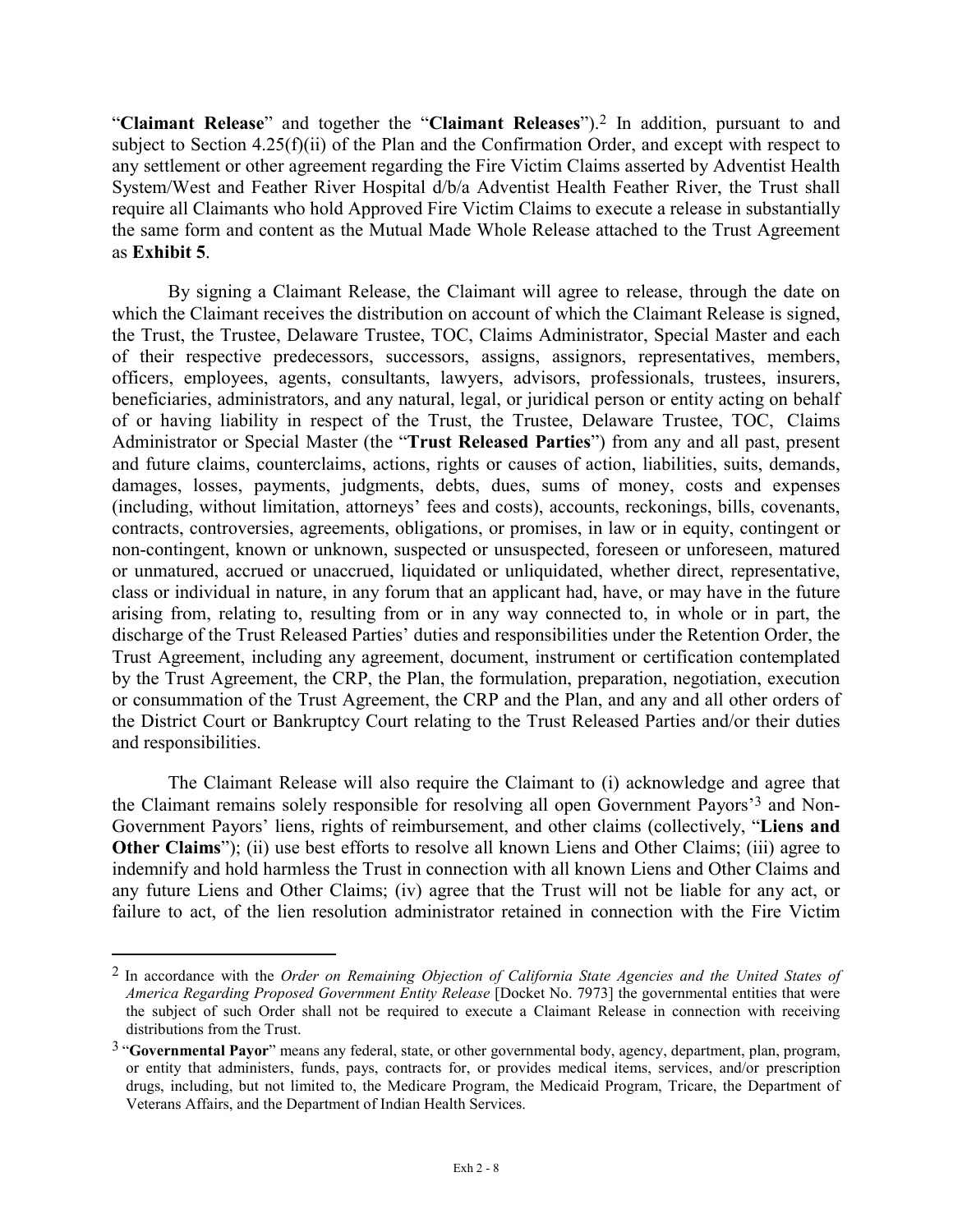"**Claimant Release**" and together the "**Claimant Releases**").[2] In addition, pursuant to and subject to Section 4.25(f)(ii) of the Plan and the Confirmation Order, and except with respect to any settlement or other agreement regarding the Fire Victim Claims asserted by Adventist Health System/West and Feather River Hospital d/b/a Adventist Health Feather River, the Trust shall require all Claimants who hold Approved Fire Victim Claims to execute a release in substantially the same form and content as the Mutual Made Whole Release attached to the Trust Agreement as **Exhibit 5**.

By signing a Claimant Release, the Claimant will agree to release, through the date on which the Claimant receives the distribution on account of which the Claimant Release is signed, the Trust, the Trustee, Delaware Trustee, TOC, Claims Administrator, Special Master and each of their respective predecessors, successors, assigns, assignors, representatives, members, officers, employees, agents, consultants, lawyers, advisors, professionals, trustees, insurers, beneficiaries, administrators, and any natural, legal, or juridical person or entity acting on behalf of or having liability in respect of the Trust, the Trustee, Delaware Trustee, TOC, Claims Administrator or Special Master (the "**Trust Released Parties**") from any and all past, present and future claims, counterclaims, actions, rights or causes of action, liabilities, suits, demands, damages, losses, payments, judgments, debts, dues, sums of money, costs and expenses (including, without limitation, attorneys' fees and costs), accounts, reckonings, bills, covenants, contracts, controversies, agreements, obligations, or promises, in law or in equity, contingent or non-contingent, known or unknown, suspected or unsuspected, foreseen or unforeseen, matured or unmatured, accrued or unaccrued, liquidated or unliquidated, whether direct, representative, class or individual in nature, in any forum that an applicant had, have, or may have in the future arising from, relating to, resulting from or in any way connected to, in whole or in part, the discharge of the Trust Released Parties' duties and responsibilities under the Retention Order, the Trust Agreement, including any agreement, document, instrument or certification contemplated by the Trust Agreement, the CRP, the Plan, the formulation, preparation, negotiation, execution or consummation of the Trust Agreement, the CRP and the Plan, and any and all other orders of the District Court or Bankruptcy Court relating to the Trust Released Parties and/or their duties and responsibilities.

The Claimant Release will also require the Claimant to (i) acknowledge and agree that the Claimant remains solely responsible for resolving all open Government Payors'[3] and Non-Government Payors' liens, rights of reimbursement, and other claims (collectively, "**Liens and Other Claims**"); (ii) use best efforts to resolve all known Liens and Other Claims; (iii) agree to indemnify and hold harmless the Trust in connection with all known Liens and Other Claims and any future Liens and Other Claims; (iv) agree that the Trust will not be liable for any act, or failure to act, of the lien resolution administrator retained in connection with the Fire Victim

---

[2] In accordance with the *Order on Remaining Objection of California State Agencies and the United States of America Regarding Proposed Government Entity Release* [Docket No. 7973] the governmental entities that were the subject of such Order shall not be required to execute a Claimant Release in connection with receiving distributions from the Trust.

[3] "**Governmental Payor**" means any federal, state, or other governmental body, agency, department, plan, program, or entity that administers, funds, pays, contracts for, or provides medical items, services, and/or prescription drugs, including, but not limited to, the Medicare Program, the Medicaid Program, Tricare, the Department of Veterans Affairs, and the Department of Indian Health Services.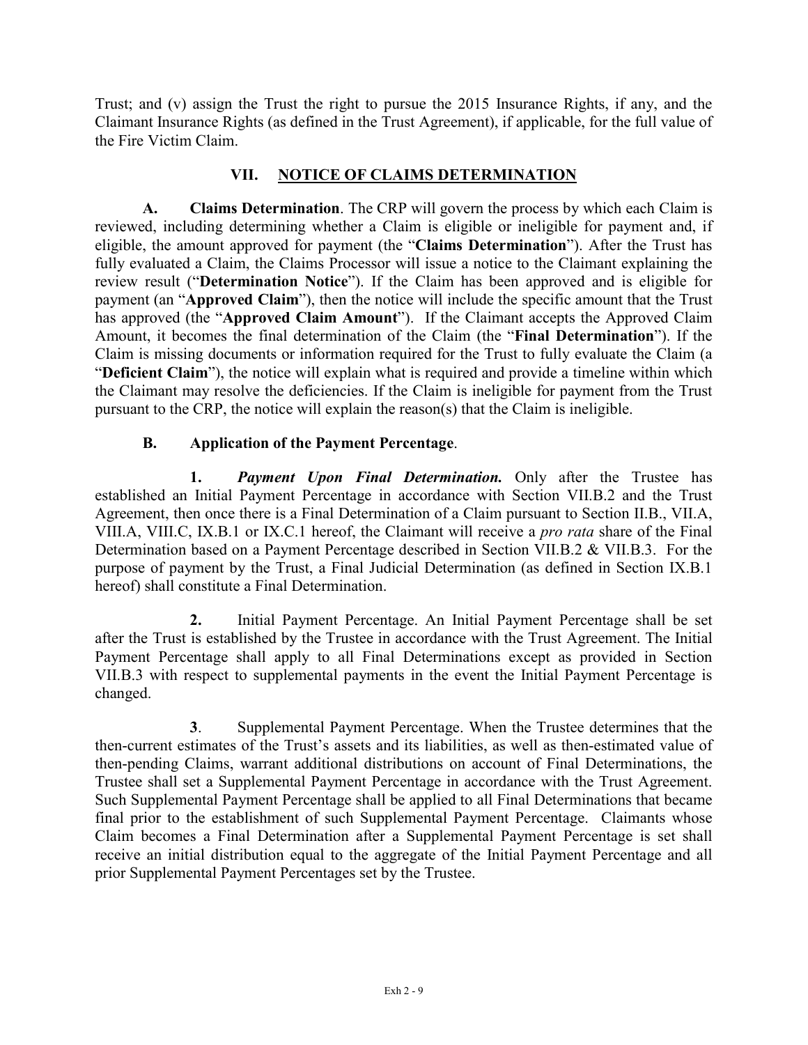Trust; and (v) assign the Trust the right to pursue the 2015 Insurance Rights, if any, and the Claimant Insurance Rights (as defined in the Trust Agreement), if applicable, for the full value of the Fire Victim Claim.

## VII. NOTICE OF CLAIMS DETERMINATION

**A. Claims Determination**. The CRP will govern the process by which each Claim is reviewed, including determining whether a Claim is eligible or ineligible for payment and, if eligible, the amount approved for payment (the "**Claims Determination**"). After the Trust has fully evaluated a Claim, the Claims Processor will issue a notice to the Claimant explaining the review result ("**Determination Notice**"). If the Claim has been approved and is eligible for payment (an "**Approved Claim**"), then the notice will include the specific amount that the Trust has approved (the "**Approved Claim Amount**"). If the Claimant accepts the Approved Claim Amount, it becomes the final determination of the Claim (the "**Final Determination**"). If the Claim is missing documents or information required for the Trust to fully evaluate the Claim (a "**Deficient Claim**"), the notice will explain what is required and provide a timeline within which the Claimant may resolve the deficiencies. If the Claim is ineligible for payment from the Trust pursuant to the CRP, the notice will explain the reason(s) that the Claim is ineligible.

**B. Application of the Payment Percentage**.

**1. *Payment Upon Final Determination.*** Only after the Trustee has established an Initial Payment Percentage in accordance with Section VII.B.2 and the Trust Agreement, then once there is a Final Determination of a Claim pursuant to Section II.B., VII.A, VIII.A, VIII.C, IX.B.1 or IX.C.1 hereof, the Claimant will receive a *pro rata* share of the Final Determination based on a Payment Percentage described in Section VII.B.2 & VII.B.3. For the purpose of payment by the Trust, a Final Judicial Determination (as defined in Section IX.B.1 hereof) shall constitute a Final Determination.

**2.** Initial Payment Percentage. An Initial Payment Percentage shall be set after the Trust is established by the Trustee in accordance with the Trust Agreement. The Initial Payment Percentage shall apply to all Final Determinations except as provided in Section VII.B.3 with respect to supplemental payments in the event the Initial Payment Percentage is changed.

**3**. Supplemental Payment Percentage. When the Trustee determines that the then-current estimates of the Trust's assets and its liabilities, as well as then-estimated value of then-pending Claims, warrant additional distributions on account of Final Determinations, the Trustee shall set a Supplemental Payment Percentage in accordance with the Trust Agreement. Such Supplemental Payment Percentage shall be applied to all Final Determinations that became final prior to the establishment of such Supplemental Payment Percentage. Claimants whose Claim becomes a Final Determination after a Supplemental Payment Percentage is set shall receive an initial distribution equal to the aggregate of the Initial Payment Percentage and all prior Supplemental Payment Percentages set by the Trustee.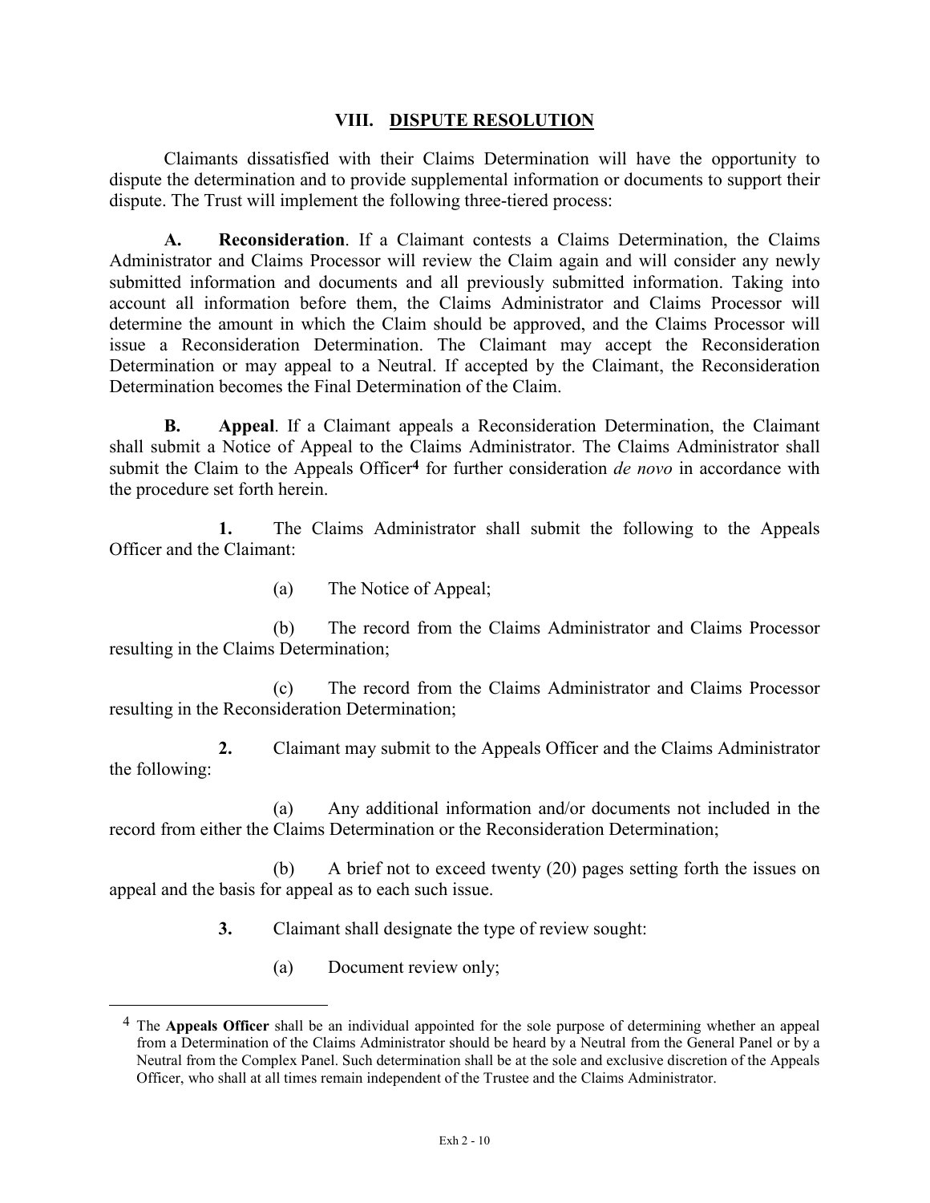## VIII. DISPUTE RESOLUTION

Claimants dissatisfied with their Claims Determination will have the opportunity to dispute the determination and to provide supplemental information or documents to support their dispute. The Trust will implement the following three-tiered process:

**A. Reconsideration**. If a Claimant contests a Claims Determination, the Claims Administrator and Claims Processor will review the Claim again and will consider any newly submitted information and documents and all previously submitted information. Taking into account all information before them, the Claims Administrator and Claims Processor will determine the amount in which the Claim should be approved, and the Claims Processor will issue a Reconsideration Determination. The Claimant may accept the Reconsideration Determination or may appeal to a Neutral. If accepted by the Claimant, the Reconsideration Determination becomes the Final Determination of the Claim.

**B. Appeal**. If a Claimant appeals a Reconsideration Determination, the Claimant shall submit a Notice of Appeal to the Claims Administrator. The Claims Administrator shall submit the Claim to the Appeals Officer[4] for further consideration *de novo* in accordance with the procedure set forth herein.

**1.** The Claims Administrator shall submit the following to the Appeals Officer and the Claimant:

(a) The Notice of Appeal;

(b) The record from the Claims Administrator and Claims Processor resulting in the Claims Determination;

(c) The record from the Claims Administrator and Claims Processor resulting in the Reconsideration Determination;

**2.** Claimant may submit to the Appeals Officer and the Claims Administrator the following:

(a) Any additional information and/or documents not included in the record from either the Claims Determination or the Reconsideration Determination;

(b) A brief not to exceed twenty (20) pages setting forth the issues on appeal and the basis for appeal as to each such issue.

**3.** Claimant shall designate the type of review sought:

(a) Document review only;

---

[4] The **Appeals Officer** shall be an individual appointed for the sole purpose of determining whether an appeal from a Determination of the Claims Administrator should be heard by a Neutral from the General Panel or by a Neutral from the Complex Panel. Such determination shall be at the sole and exclusive discretion of the Appeals Officer, who shall at all times remain independent of the Trustee and the Claims Administrator.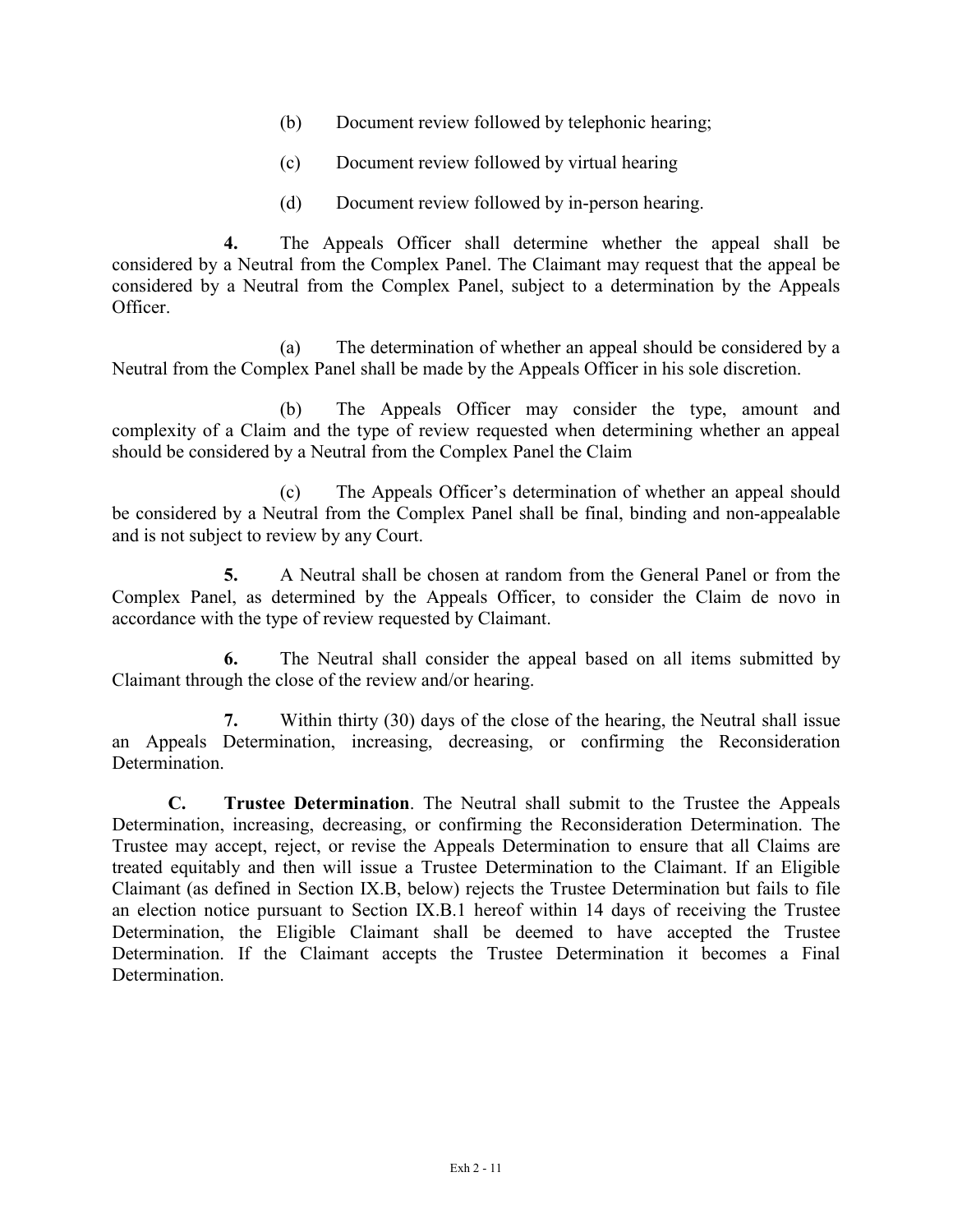(b) Document review followed by telephonic hearing;

(c) Document review followed by virtual hearing

(d) Document review followed by in-person hearing.

**4.** The Appeals Officer shall determine whether the appeal shall be considered by a Neutral from the Complex Panel. The Claimant may request that the appeal be considered by a Neutral from the Complex Panel, subject to a determination by the Appeals Officer.

(a) The determination of whether an appeal should be considered by a Neutral from the Complex Panel shall be made by the Appeals Officer in his sole discretion.

(b) The Appeals Officer may consider the type, amount and complexity of a Claim and the type of review requested when determining whether an appeal should be considered by a Neutral from the Complex Panel the Claim

(c) The Appeals Officer's determination of whether an appeal should be considered by a Neutral from the Complex Panel shall be final, binding and non-appealable and is not subject to review by any Court.

**5.** A Neutral shall be chosen at random from the General Panel or from the Complex Panel, as determined by the Appeals Officer, to consider the Claim de novo in accordance with the type of review requested by Claimant.

**6.** The Neutral shall consider the appeal based on all items submitted by Claimant through the close of the review and/or hearing.

**7.** Within thirty (30) days of the close of the hearing, the Neutral shall issue an Appeals Determination, increasing, decreasing, or confirming the Reconsideration Determination.

**C. Trustee Determination**. The Neutral shall submit to the Trustee the Appeals Determination, increasing, decreasing, or confirming the Reconsideration Determination. The Trustee may accept, reject, or revise the Appeals Determination to ensure that all Claims are treated equitably and then will issue a Trustee Determination to the Claimant. If an Eligible Claimant (as defined in Section IX.B, below) rejects the Trustee Determination but fails to file an election notice pursuant to Section IX.B.1 hereof within 14 days of receiving the Trustee Determination, the Eligible Claimant shall be deemed to have accepted the Trustee Determination. If the Claimant accepts the Trustee Determination it becomes a Final Determination.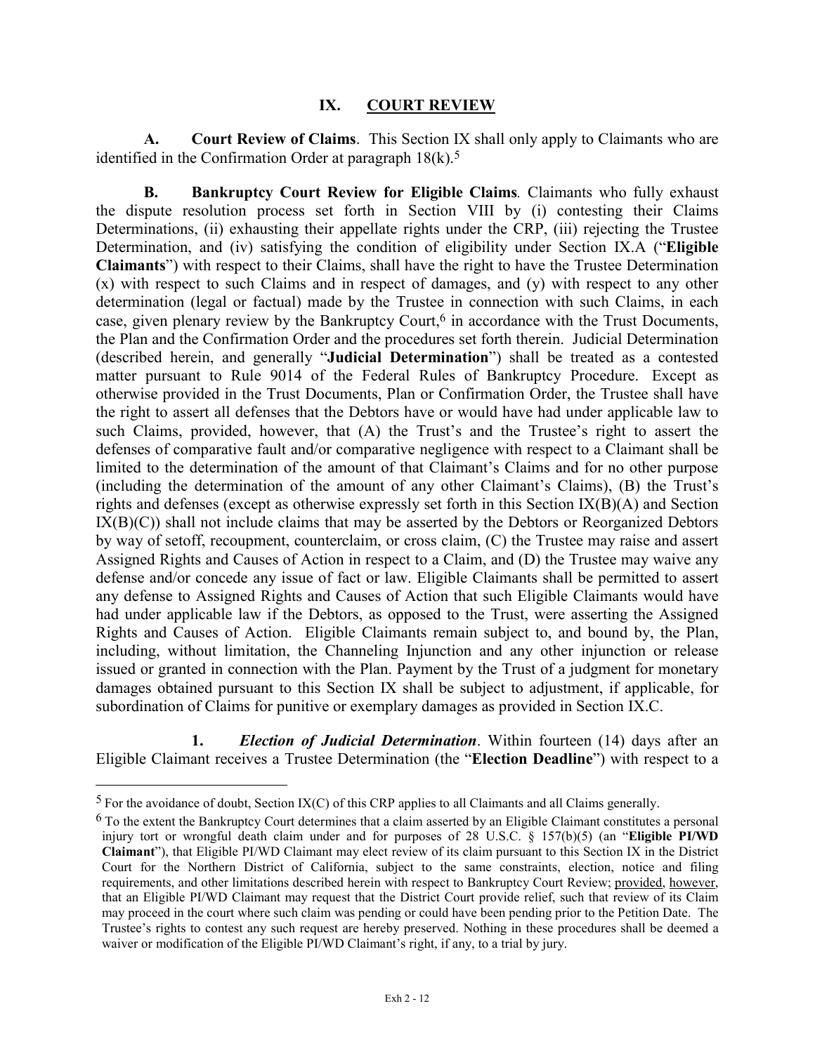## IX. COURT REVIEW

**A. Court Review of Claims**. This Section IX shall only apply to Claimants who are identified in the Confirmation Order at paragraph 18(k).[5]

**B. Bankruptcy Court Review for Eligible Claims***.* Claimants who fully exhaust the dispute resolution process set forth in Section VIII by (i) contesting their Claims Determinations, (ii) exhausting their appellate rights under the CRP, (iii) rejecting the Trustee Determination, and (iv) satisfying the condition of eligibility under Section IX.A ("**Eligible Claimants**") with respect to their Claims, shall have the right to have the Trustee Determination (x) with respect to such Claims and in respect of damages, and (y) with respect to any other determination (legal or factual) made by the Trustee in connection with such Claims, in each case, given plenary review by the Bankruptcy Court,[6] in accordance with the Trust Documents, the Plan and the Confirmation Order and the procedures set forth therein. Judicial Determination (described herein, and generally "**Judicial Determination**") shall be treated as a contested matter pursuant to Rule 9014 of the Federal Rules of Bankruptcy Procedure. Except as otherwise provided in the Trust Documents, Plan or Confirmation Order, the Trustee shall have the right to assert all defenses that the Debtors have or would have had under applicable law to such Claims, provided, however, that (A) the Trust's and the Trustee's right to assert the defenses of comparative fault and/or comparative negligence with respect to a Claimant shall be limited to the determination of the amount of that Claimant's Claims and for no other purpose (including the determination of the amount of any other Claimant's Claims), (B) the Trust's rights and defenses (except as otherwise expressly set forth in this Section IX(B)(A) and Section IX(B)(C)) shall not include claims that may be asserted by the Debtors or Reorganized Debtors by way of setoff, recoupment, counterclaim, or cross claim, (C) the Trustee may raise and assert Assigned Rights and Causes of Action in respect to a Claim, and (D) the Trustee may waive any defense and/or concede any issue of fact or law. Eligible Claimants shall be permitted to assert any defense to Assigned Rights and Causes of Action that such Eligible Claimants would have had under applicable law if the Debtors, as opposed to the Trust, were asserting the Assigned Rights and Causes of Action. Eligible Claimants remain subject to, and bound by, the Plan, including, without limitation, the Channeling Injunction and any other injunction or release issued or granted in connection with the Plan. Payment by the Trust of a judgment for monetary damages obtained pursuant to this Section IX shall be subject to adjustment, if applicable, for subordination of Claims for punitive or exemplary damages as provided in Section IX.C.

**1.** ***Election of Judicial Determination***. Within fourteen (14) days after an Eligible Claimant receives a Trustee Determination (the "**Election Deadline**") with respect to a

---

[5] For the avoidance of doubt, Section IX(C) of this CRP applies to all Claimants and all Claims generally.

[6] To the extent the Bankruptcy Court determines that a claim asserted by an Eligible Claimant constitutes a personal injury tort or wrongful death claim under and for purposes of 28 U.S.C. § 157(b)(5) (an "**Eligible PI/WD Claimant**"), that Eligible PI/WD Claimant may elect review of its claim pursuant to this Section IX in the District Court for the Northern District of California, subject to the same constraints, election, notice and filing requirements, and other limitations described herein with respect to Bankruptcy Court Review; provided, however, that an Eligible PI/WD Claimant may request that the District Court provide relief, such that review of its Claim may proceed in the court where such claim was pending or could have been pending prior to the Petition Date. The Trustee's rights to contest any such request are hereby preserved. Nothing in these procedures shall be deemed a waiver or modification of the Eligible PI/WD Claimant's right, if any, to a trial by jury.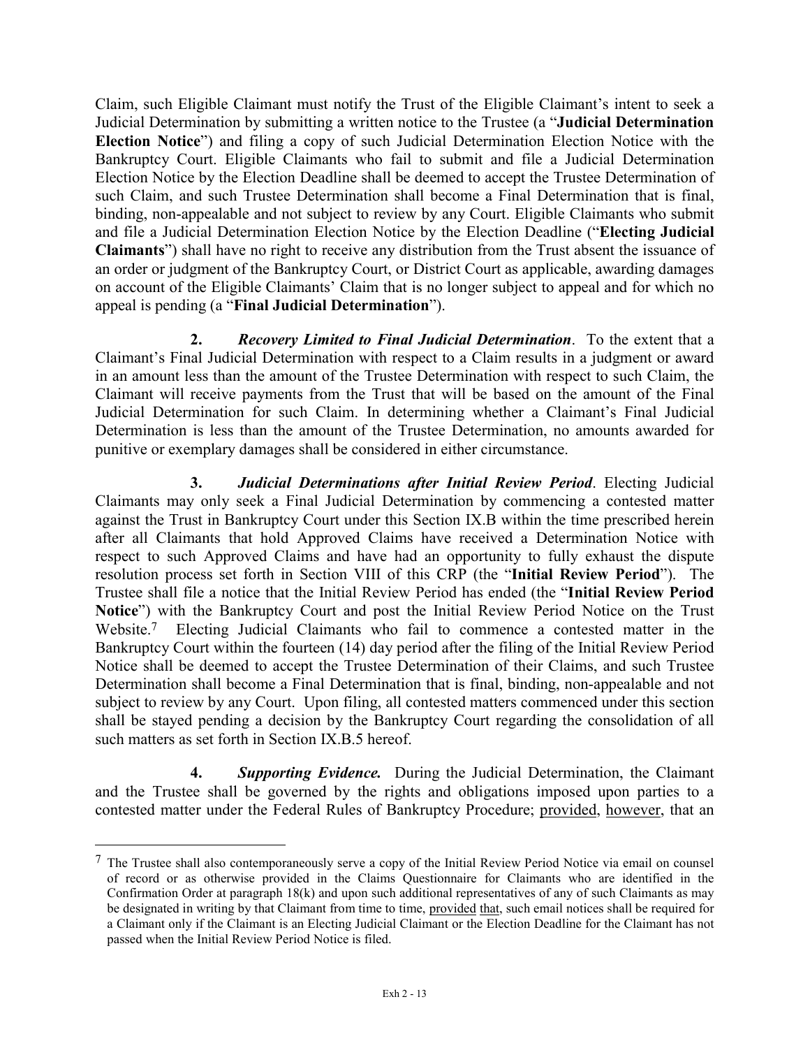Claim, such Eligible Claimant must notify the Trust of the Eligible Claimant's intent to seek a Judicial Determination by submitting a written notice to the Trustee (a "**Judicial Determination Election Notice**") and filing a copy of such Judicial Determination Election Notice with the Bankruptcy Court. Eligible Claimants who fail to submit and file a Judicial Determination Election Notice by the Election Deadline shall be deemed to accept the Trustee Determination of such Claim, and such Trustee Determination shall become a Final Determination that is final, binding, non-appealable and not subject to review by any Court. Eligible Claimants who submit and file a Judicial Determination Election Notice by the Election Deadline ("**Electing Judicial Claimants**") shall have no right to receive any distribution from the Trust absent the issuance of an order or judgment of the Bankruptcy Court, or District Court as applicable, awarding damages on account of the Eligible Claimants' Claim that is no longer subject to appeal and for which no appeal is pending (a "**Final Judicial Determination**").

**2.** ***Recovery Limited to Final Judicial Determination***. To the extent that a Claimant's Final Judicial Determination with respect to a Claim results in a judgment or award in an amount less than the amount of the Trustee Determination with respect to such Claim, the Claimant will receive payments from the Trust that will be based on the amount of the Final Judicial Determination for such Claim. In determining whether a Claimant's Final Judicial Determination is less than the amount of the Trustee Determination, no amounts awarded for punitive or exemplary damages shall be considered in either circumstance.

**3.** ***Judicial Determinations after Initial Review Period***. Electing Judicial Claimants may only seek a Final Judicial Determination by commencing a contested matter against the Trust in Bankruptcy Court under this Section IX.B within the time prescribed herein after all Claimants that hold Approved Claims have received a Determination Notice with respect to such Approved Claims and have had an opportunity to fully exhaust the dispute resolution process set forth in Section VIII of this CRP (the "**Initial Review Period**"). The Trustee shall file a notice that the Initial Review Period has ended (the "**Initial Review Period Notice**") with the Bankruptcy Court and post the Initial Review Period Notice on the Trust Website.[7] Electing Judicial Claimants who fail to commence a contested matter in the Bankruptcy Court within the fourteen (14) day period after the filing of the Initial Review Period Notice shall be deemed to accept the Trustee Determination of their Claims, and such Trustee Determination shall become a Final Determination that is final, binding, non-appealable and not subject to review by any Court. Upon filing, all contested matters commenced under this section shall be stayed pending a decision by the Bankruptcy Court regarding the consolidation of all such matters as set forth in Section IX.B.5 hereof.

**4.** ***Supporting Evidence.*** During the Judicial Determination, the Claimant and the Trustee shall be governed by the rights and obligations imposed upon parties to a contested matter under the Federal Rules of Bankruptcy Procedure; provided, however, that an

---

[7] The Trustee shall also contemporaneously serve a copy of the Initial Review Period Notice via email on counsel of record or as otherwise provided in the Claims Questionnaire for Claimants who are identified in the Confirmation Order at paragraph 18(k) and upon such additional representatives of any of such Claimants as may be designated in writing by that Claimant from time to time, provided that, such email notices shall be required for a Claimant only if the Claimant is an Electing Judicial Claimant or the Election Deadline for the Claimant has not passed when the Initial Review Period Notice is filed.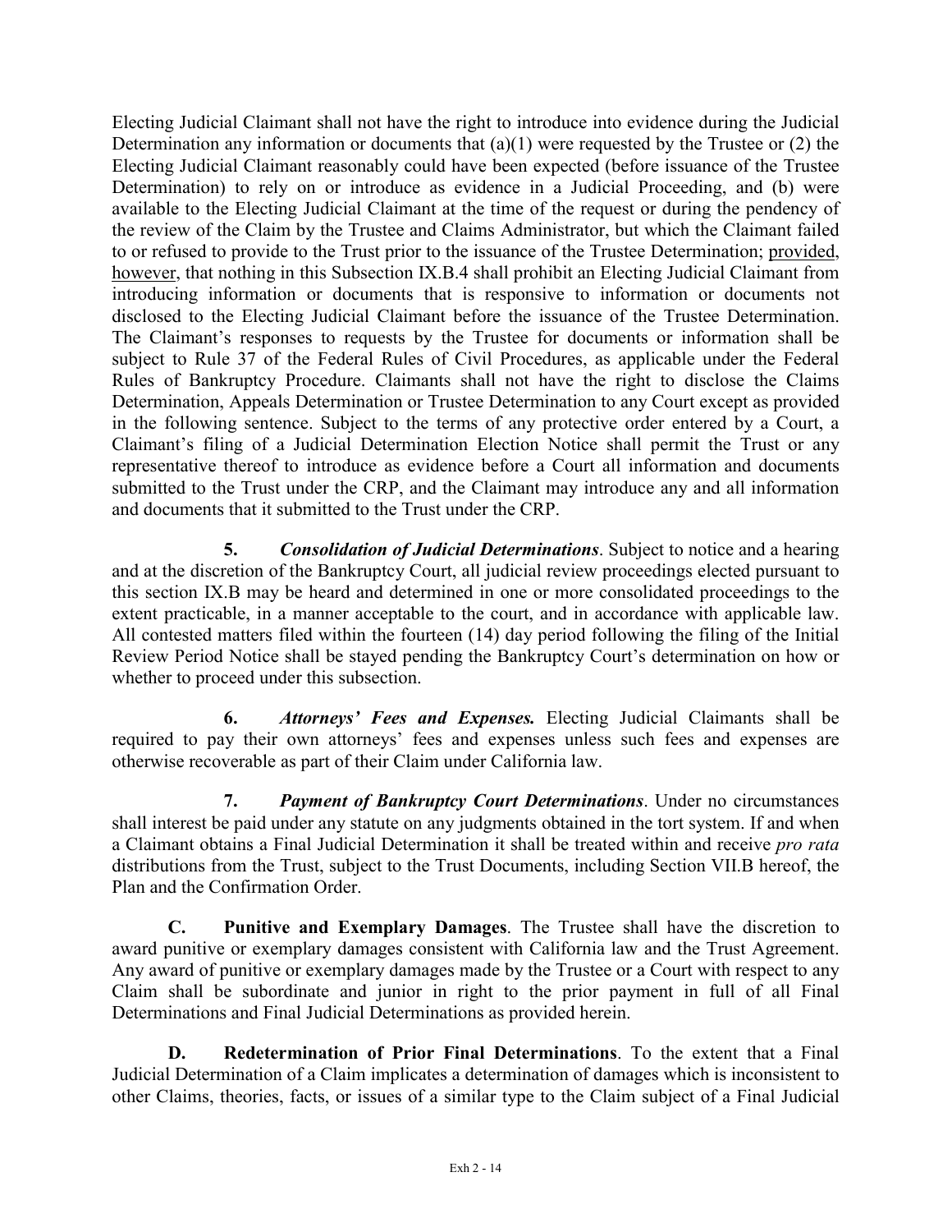Electing Judicial Claimant shall not have the right to introduce into evidence during the Judicial Determination any information or documents that (a)(1) were requested by the Trustee or (2) the Electing Judicial Claimant reasonably could have been expected (before issuance of the Trustee Determination) to rely on or introduce as evidence in a Judicial Proceeding, and (b) were available to the Electing Judicial Claimant at the time of the request or during the pendency of the review of the Claim by the Trustee and Claims Administrator, but which the Claimant failed to or refused to provide to the Trust prior to the issuance of the Trustee Determination; provided, however, that nothing in this Subsection IX.B.4 shall prohibit an Electing Judicial Claimant from introducing information or documents that is responsive to information or documents not disclosed to the Electing Judicial Claimant before the issuance of the Trustee Determination. The Claimant's responses to requests by the Trustee for documents or information shall be subject to Rule 37 of the Federal Rules of Civil Procedures, as applicable under the Federal Rules of Bankruptcy Procedure. Claimants shall not have the right to disclose the Claims Determination, Appeals Determination or Trustee Determination to any Court except as provided in the following sentence. Subject to the terms of any protective order entered by a Court, a Claimant's filing of a Judicial Determination Election Notice shall permit the Trust or any representative thereof to introduce as evidence before a Court all information and documents submitted to the Trust under the CRP, and the Claimant may introduce any and all information and documents that it submitted to the Trust under the CRP.

**5.** ***Consolidation of Judicial Determinations***. Subject to notice and a hearing and at the discretion of the Bankruptcy Court, all judicial review proceedings elected pursuant to this section IX.B may be heard and determined in one or more consolidated proceedings to the extent practicable, in a manner acceptable to the court, and in accordance with applicable law. All contested matters filed within the fourteen (14) day period following the filing of the Initial Review Period Notice shall be stayed pending the Bankruptcy Court's determination on how or whether to proceed under this subsection.

**6.** ***Attorneys' Fees and Expenses.*** Electing Judicial Claimants shall be required to pay their own attorneys' fees and expenses unless such fees and expenses are otherwise recoverable as part of their Claim under California law.

**7.** ***Payment of Bankruptcy Court Determinations***. Under no circumstances shall interest be paid under any statute on any judgments obtained in the tort system. If and when a Claimant obtains a Final Judicial Determination it shall be treated within and receive *pro rata* distributions from the Trust, subject to the Trust Documents, including Section VII.B hereof, the Plan and the Confirmation Order.

**C. Punitive and Exemplary Damages**. The Trustee shall have the discretion to award punitive or exemplary damages consistent with California law and the Trust Agreement. Any award of punitive or exemplary damages made by the Trustee or a Court with respect to any Claim shall be subordinate and junior in right to the prior payment in full of all Final Determinations and Final Judicial Determinations as provided herein.

**D. Redetermination of Prior Final Determinations**. To the extent that a Final Judicial Determination of a Claim implicates a determination of damages which is inconsistent to other Claims, theories, facts, or issues of a similar type to the Claim subject of a Final Judicial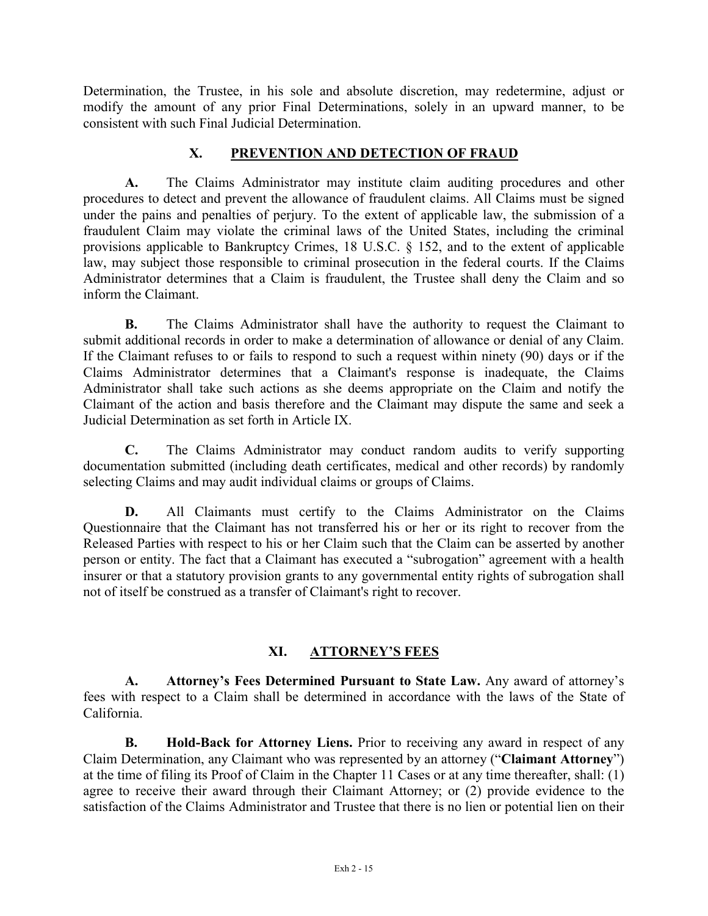Determination, the Trustee, in his sole and absolute discretion, may redetermine, adjust or modify the amount of any prior Final Determinations, solely in an upward manner, to be consistent with such Final Judicial Determination.

## X. PREVENTION AND DETECTION OF FRAUD

**A.** The Claims Administrator may institute claim auditing procedures and other procedures to detect and prevent the allowance of fraudulent claims. All Claims must be signed under the pains and penalties of perjury. To the extent of applicable law, the submission of a fraudulent Claim may violate the criminal laws of the United States, including the criminal provisions applicable to Bankruptcy Crimes, 18 U.S.C. § 152, and to the extent of applicable law, may subject those responsible to criminal prosecution in the federal courts. If the Claims Administrator determines that a Claim is fraudulent, the Trustee shall deny the Claim and so inform the Claimant.

**B.** The Claims Administrator shall have the authority to request the Claimant to submit additional records in order to make a determination of allowance or denial of any Claim. If the Claimant refuses to or fails to respond to such a request within ninety (90) days or if the Claims Administrator determines that a Claimant's response is inadequate, the Claims Administrator shall take such actions as she deems appropriate on the Claim and notify the Claimant of the action and basis therefore and the Claimant may dispute the same and seek a Judicial Determination as set forth in Article IX.

**C.** The Claims Administrator may conduct random audits to verify supporting documentation submitted (including death certificates, medical and other records) by randomly selecting Claims and may audit individual claims or groups of Claims.

**D.** All Claimants must certify to the Claims Administrator on the Claims Questionnaire that the Claimant has not transferred his or her or its right to recover from the Released Parties with respect to his or her Claim such that the Claim can be asserted by another person or entity. The fact that a Claimant has executed a "subrogation" agreement with a health insurer or that a statutory provision grants to any governmental entity rights of subrogation shall not of itself be construed as a transfer of Claimant's right to recover.

## XI. ATTORNEY'S FEES

**A. Attorney's Fees Determined Pursuant to State Law.** Any award of attorney's fees with respect to a Claim shall be determined in accordance with the laws of the State of California.

**B. Hold-Back for Attorney Liens.** Prior to receiving any award in respect of any Claim Determination, any Claimant who was represented by an attorney ("**Claimant Attorney**") at the time of filing its Proof of Claim in the Chapter 11 Cases or at any time thereafter, shall: (1) agree to receive their award through their Claimant Attorney; or (2) provide evidence to the satisfaction of the Claims Administrator and Trustee that there is no lien or potential lien on their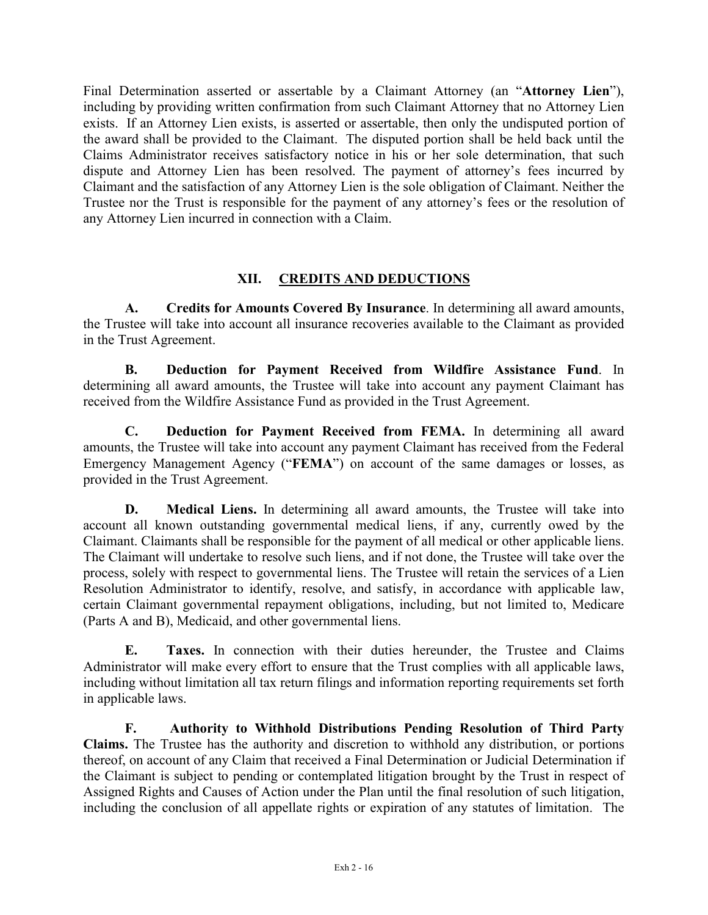Final Determination asserted or assertable by a Claimant Attorney (an "**Attorney Lien**"), including by providing written confirmation from such Claimant Attorney that no Attorney Lien exists. If an Attorney Lien exists, is asserted or assertable, then only the undisputed portion of the award shall be provided to the Claimant. The disputed portion shall be held back until the Claims Administrator receives satisfactory notice in his or her sole determination, that such dispute and Attorney Lien has been resolved. The payment of attorney's fees incurred by Claimant and the satisfaction of any Attorney Lien is the sole obligation of Claimant. Neither the Trustee nor the Trust is responsible for the payment of any attorney's fees or the resolution of any Attorney Lien incurred in connection with a Claim.

## XII. CREDITS AND DEDUCTIONS

**A. Credits for Amounts Covered By Insurance**. In determining all award amounts, the Trustee will take into account all insurance recoveries available to the Claimant as provided in the Trust Agreement.

**B. Deduction for Payment Received from Wildfire Assistance Fund**. In determining all award amounts, the Trustee will take into account any payment Claimant has received from the Wildfire Assistance Fund as provided in the Trust Agreement.

**C. Deduction for Payment Received from FEMA.** In determining all award amounts, the Trustee will take into account any payment Claimant has received from the Federal Emergency Management Agency ("**FEMA**") on account of the same damages or losses, as provided in the Trust Agreement.

**D. Medical Liens.** In determining all award amounts, the Trustee will take into account all known outstanding governmental medical liens, if any, currently owed by the Claimant. Claimants shall be responsible for the payment of all medical or other applicable liens. The Claimant will undertake to resolve such liens, and if not done, the Trustee will take over the process, solely with respect to governmental liens. The Trustee will retain the services of a Lien Resolution Administrator to identify, resolve, and satisfy, in accordance with applicable law, certain Claimant governmental repayment obligations, including, but not limited to, Medicare (Parts A and B), Medicaid, and other governmental liens.

**E. Taxes.** In connection with their duties hereunder, the Trustee and Claims Administrator will make every effort to ensure that the Trust complies with all applicable laws, including without limitation all tax return filings and information reporting requirements set forth in applicable laws.

**F. Authority to Withhold Distributions Pending Resolution of Third Party Claims.** The Trustee has the authority and discretion to withhold any distribution, or portions thereof, on account of any Claim that received a Final Determination or Judicial Determination if the Claimant is subject to pending or contemplated litigation brought by the Trust in respect of Assigned Rights and Causes of Action under the Plan until the final resolution of such litigation, including the conclusion of all appellate rights or expiration of any statutes of limitation. The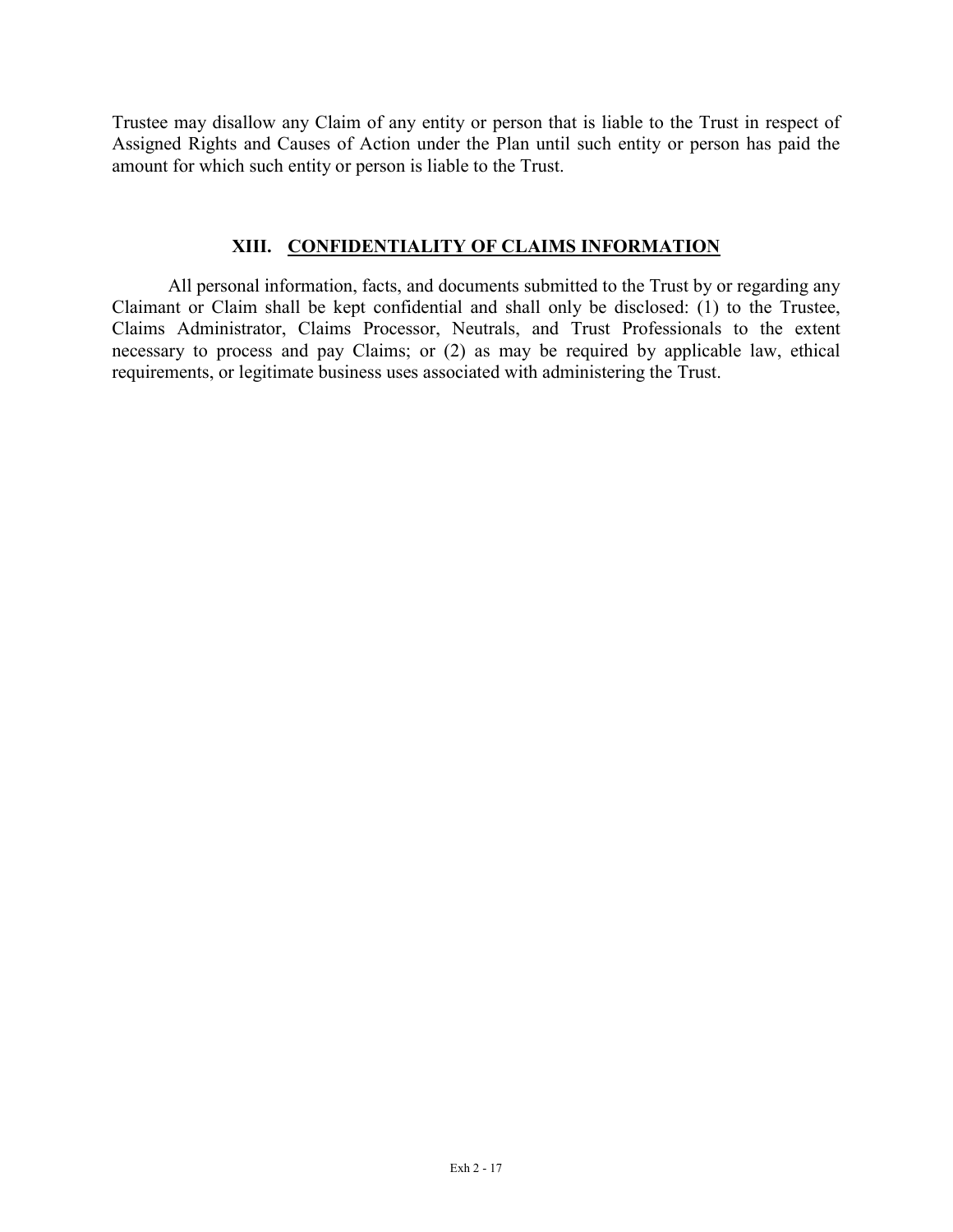Trustee may disallow any Claim of any entity or person that is liable to the Trust in respect of Assigned Rights and Causes of Action under the Plan until such entity or person has paid the amount for which such entity or person is liable to the Trust.

## XIII. CONFIDENTIALITY OF CLAIMS INFORMATION

All personal information, facts, and documents submitted to the Trust by or regarding any Claimant or Claim shall be kept confidential and shall only be disclosed: (1) to the Trustee, Claims Administrator, Claims Processor, Neutrals, and Trust Professionals to the extent necessary to process and pay Claims; or (2) as may be required by applicable law, ethical requirements, or legitimate business uses associated with administering the Trust.